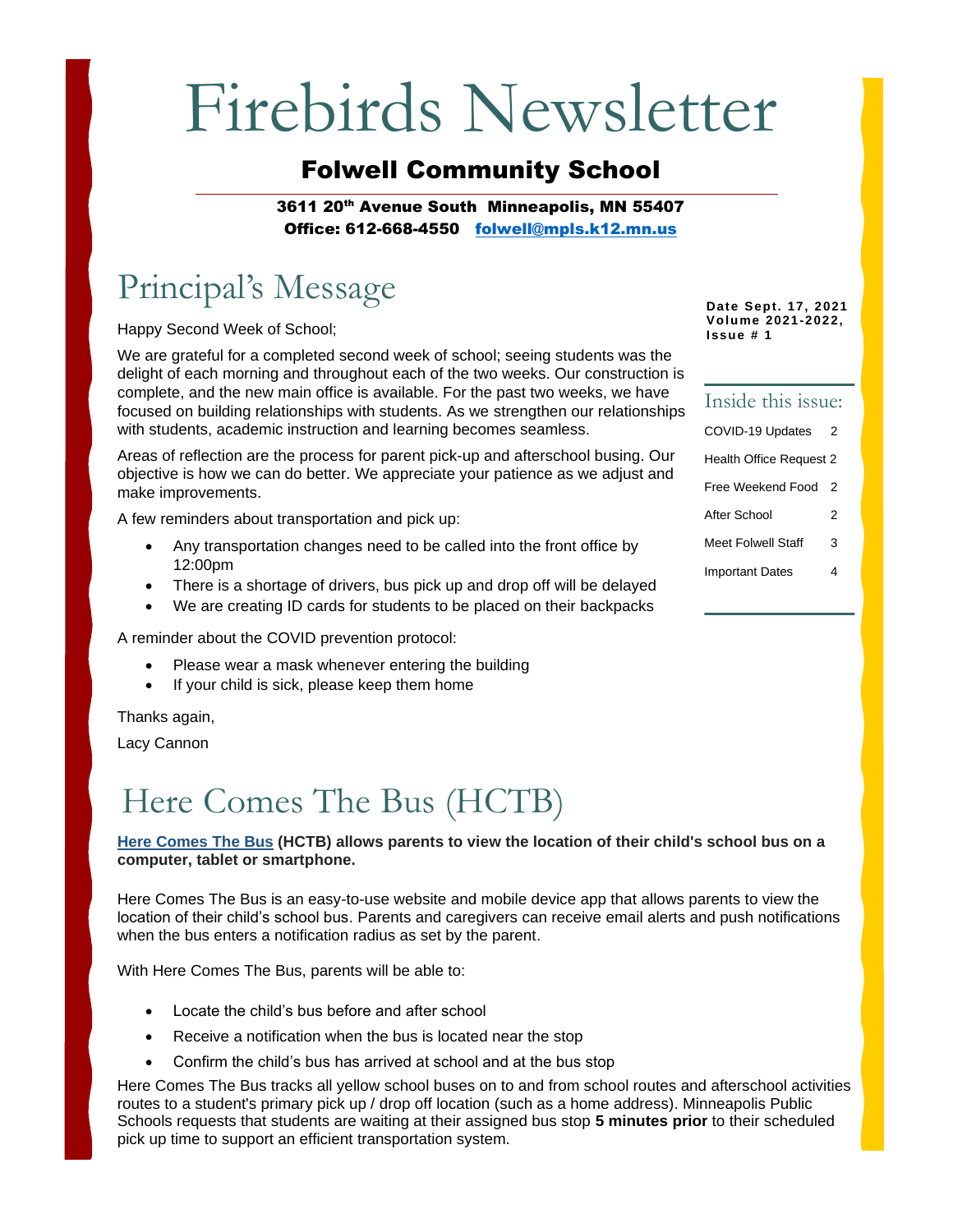# Firebirds Newsletter

## Folwell Community School

**3611 20th Avenue South Minneapolis, MN 55407**
**Office: 612-668-4550 folwell@mpls.k12.mn.us**

**Date Sept. 17, 2021**
**Volume 2021-2022, Issue # 1**

### Inside this issue:

| | |
|---|---|
| COVID-19 Updates | 2 |
| Health Office Request | 2 |
| Free Weekend Food | 2 |
| After School | 2 |
| Meet Folwell Staff | 3 |
| Important Dates | 4 |

## Principal's Message

Happy Second Week of School;

We are grateful for a completed second week of school; seeing students was the delight of each morning and throughout each of the two weeks. Our construction is complete, and the new main office is available. For the past two weeks, we have focused on building relationships with students. As we strengthen our relationships with students, academic instruction and learning becomes seamless.

Areas of reflection are the process for parent pick-up and afterschool busing. Our objective is how we can do better. We appreciate your patience as we adjust and make improvements.

A few reminders about transportation and pick up:

- Any transportation changes need to be called into the front office by 12:00pm
- There is a shortage of drivers, bus pick up and drop off will be delayed
- We are creating ID cards for students to be placed on their backpacks

A reminder about the COVID prevention protocol:

- Please wear a mask whenever entering the building
- If your child is sick, please keep them home

Thanks again,

Lacy Cannon

## Here Comes The Bus (HCTB)

**Here Comes The Bus (HCTB) allows parents to view the location of their child's school bus on a computer, tablet or smartphone.**

Here Comes The Bus is an easy-to-use website and mobile device app that allows parents to view the location of their child's school bus. Parents and caregivers can receive email alerts and push notifications when the bus enters a notification radius as set by the parent.

With Here Comes The Bus, parents will be able to:

- Locate the child's bus before and after school
- Receive a notification when the bus is located near the stop
- Confirm the child's bus has arrived at school and at the bus stop

Here Comes The Bus tracks all yellow school buses on to and from school routes and afterschool activities routes to a student's primary pick up / drop off location (such as a home address). Minneapolis Public Schools requests that students are waiting at their assigned bus stop **5 minutes prior** to their scheduled pick up time to support an efficient transportation system.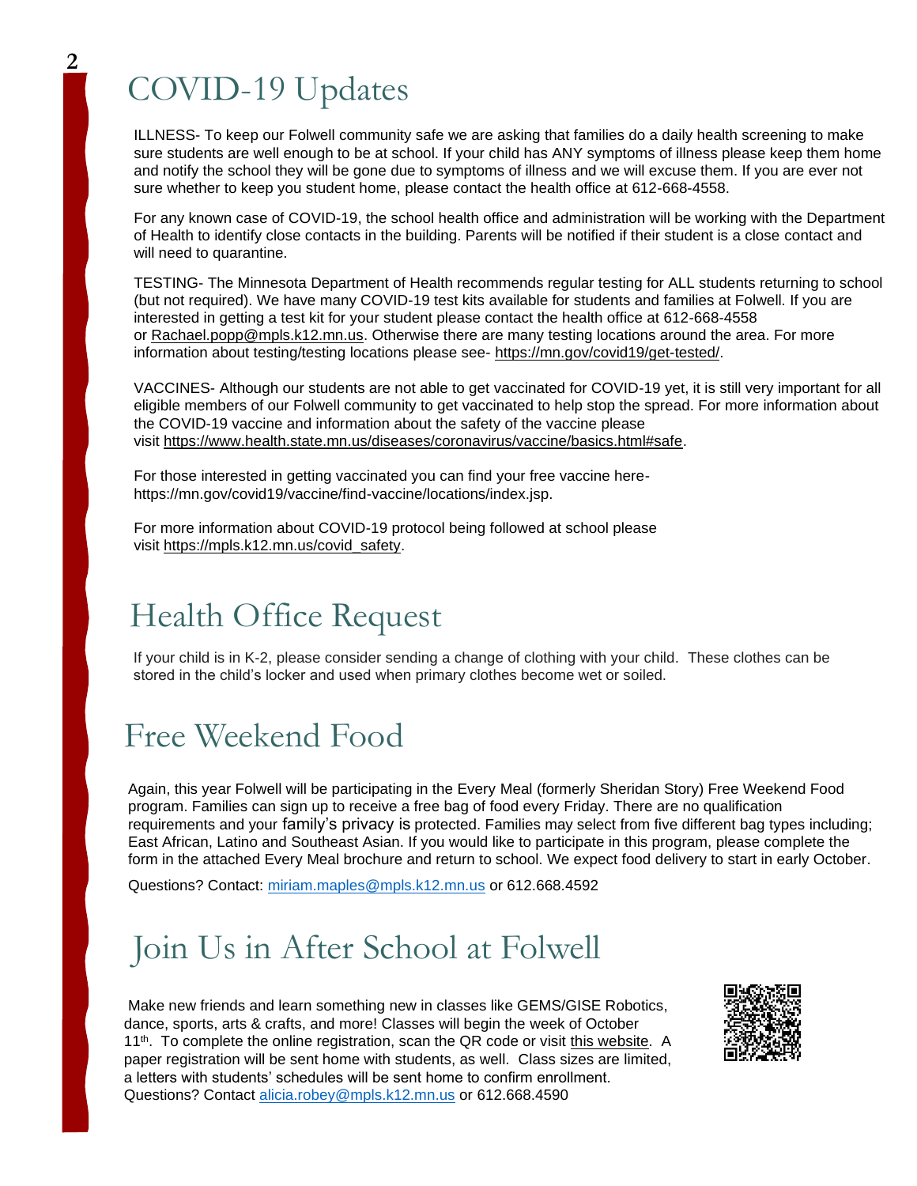# COVID-19 Updates

ILLNESS- To keep our Folwell community safe we are asking that families do a daily health screening to make sure students are well enough to be at school. If your child has ANY symptoms of illness please keep them home and notify the school they will be gone due to symptoms of illness and we will excuse them. If you are ever not sure whether to keep you student home, please contact the health office at 612-668-4558.

For any known case of COVID-19, the school health office and administration will be working with the Department of Health to identify close contacts in the building. Parents will be notified if their student is a close contact and will need to quarantine.

TESTING- The Minnesota Department of Health recommends regular testing for ALL students returning to school (but not required). We have many COVID-19 test kits available for students and families at Folwell. If you are interested in getting a test kit for your student please contact the health office at 612-668-4558 or Rachael.popp@mpls.k12.mn.us. Otherwise there are many testing locations around the area. For more information about testing/testing locations please see- https://mn.gov/covid19/get-tested/.

VACCINES- Although our students are not able to get vaccinated for COVID-19 yet, it is still very important for all eligible members of our Folwell community to get vaccinated to help stop the spread. For more information about the COVID-19 vaccine and information about the safety of the vaccine please visit https://www.health.state.mn.us/diseases/coronavirus/vaccine/basics.html#safe.

For those interested in getting vaccinated you can find your free vaccine here- https://mn.gov/covid19/vaccine/find-vaccine/locations/index.jsp.

For more information about COVID-19 protocol being followed at school please visit https://mpls.k12.mn.us/covid_safety.

# Health Office Request

If your child is in K-2, please consider sending a change of clothing with your child. These clothes can be stored in the child's locker and used when primary clothes become wet or soiled.

# Free Weekend Food

Again, this year Folwell will be participating in the Every Meal (formerly Sheridan Story) Free Weekend Food program. Families can sign up to receive a free bag of food every Friday. There are no qualification requirements and your family's privacy is protected. Families may select from five different bag types including; East African, Latino and Southeast Asian. If you would like to participate in this program, please complete the form in the attached Every Meal brochure and return to school. We expect food delivery to start in early October.

Questions? Contact: miriam.maples@mpls.k12.mn.us or 612.668.4592

# Join Us in After School at Folwell

Make new friends and learn something new in classes like GEMS/GISE Robotics, dance, sports, arts & crafts, and more! Classes will begin the week of October 11th. To complete the online registration, scan the QR code or visit this website. A paper registration will be sent home with students, as well. Class sizes are limited, a letters with students' schedules will be sent home to confirm enrollment. Questions? Contact alicia.robey@mpls.k12.mn.us or 612.668.4590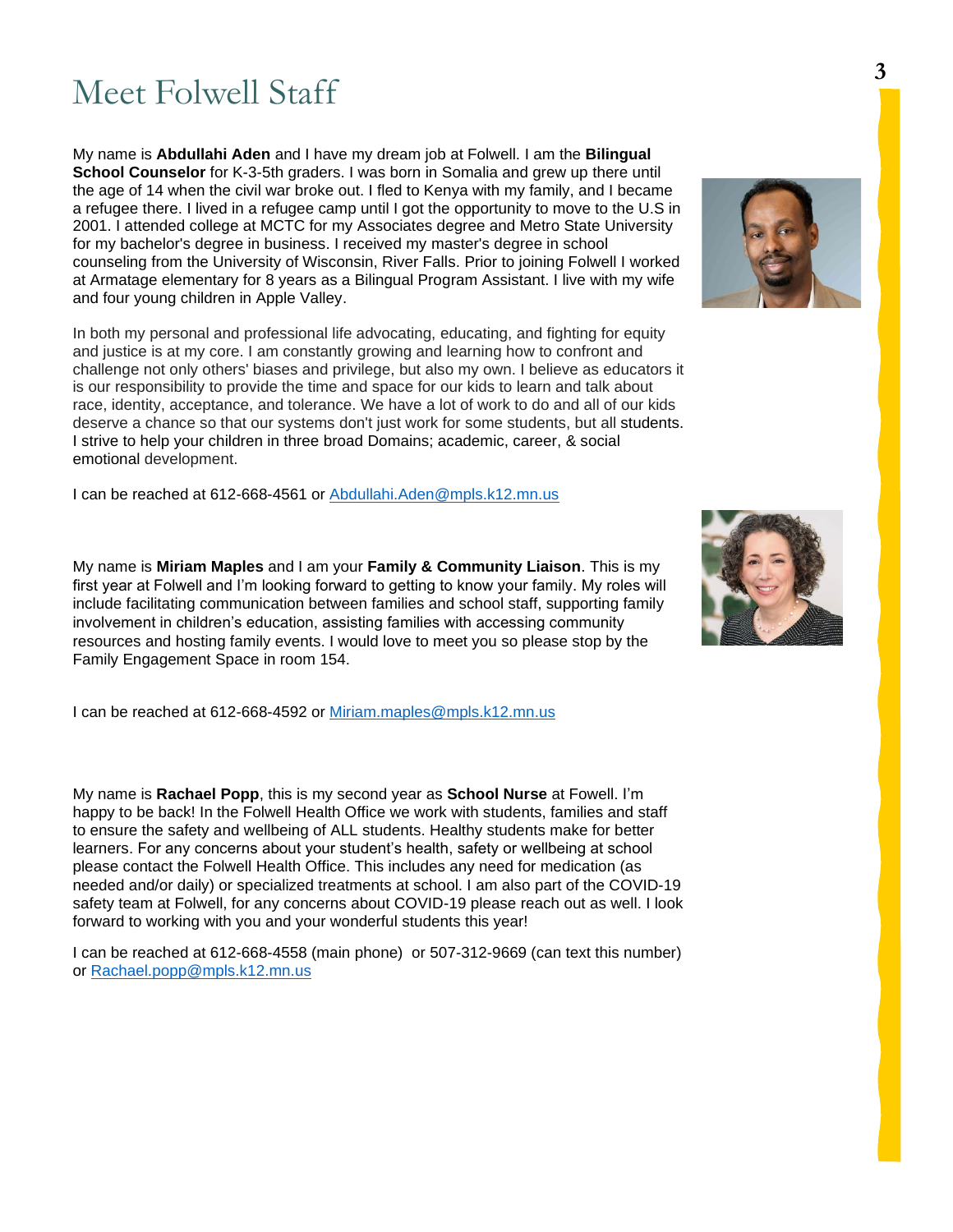# Meet Folwell Staff

My name is **Abdullahi Aden** and I have my dream job at Folwell. I am the **Bilingual School Counselor** for K-3-5th graders. I was born in Somalia and grew up there until the age of 14 when the civil war broke out. I fled to Kenya with my family, and I became a refugee there. I lived in a refugee camp until I got the opportunity to move to the U.S in 2001. I attended college at MCTC for my Associates degree and Metro State University for my bachelor's degree in business. I received my master's degree in school counseling from the University of Wisconsin, River Falls. Prior to joining Folwell I worked at Armatage elementary for 8 years as a Bilingual Program Assistant. I live with my wife and four young children in Apple Valley.

In both my personal and professional life advocating, educating, and fighting for equity and justice is at my core. I am constantly growing and learning how to confront and challenge not only others' biases and privilege, but also my own. I believe as educators it is our responsibility to provide the time and space for our kids to learn and talk about race, identity, acceptance, and tolerance. We have a lot of work to do and all of our kids deserve a chance so that our systems don't just work for some students, but all students. I strive to help your children in three broad Domains; academic, career, & social emotional development.

I can be reached at 612-668-4561 or [Abdullahi.Aden@mpls.k12.mn.us](mailto:Abdullahi.Aden@mpls.k12.mn.us)

My name is **Miriam Maples** and I am your **Family & Community Liaison**. This is my first year at Folwell and I'm looking forward to getting to know your family. My roles will include facilitating communication between families and school staff, supporting family involvement in children's education, assisting families with accessing community resources and hosting family events. I would love to meet you so please stop by the Family Engagement Space in room 154.

I can be reached at 612-668-4592 or [Miriam.maples@mpls.k12.mn.us](mailto:Miriam.maples@mpls.k12.mn.us)

My name is **Rachael Popp**, this is my second year as **School Nurse** at Fowell. I'm happy to be back! In the Folwell Health Office we work with students, families and staff to ensure the safety and wellbeing of ALL students. Healthy students make for better learners. For any concerns about your student's health, safety or wellbeing at school please contact the Folwell Health Office. This includes any need for medication (as needed and/or daily) or specialized treatments at school. I am also part of the COVID-19 safety team at Folwell, for any concerns about COVID-19 please reach out as well. I look forward to working with you and your wonderful students this year!

I can be reached at 612-668-4558 (main phone) or 507-312-9669 (can text this number) or [Rachael.popp@mpls.k12.mn.us](mailto:Rachael.popp@mpls.k12.mn.us)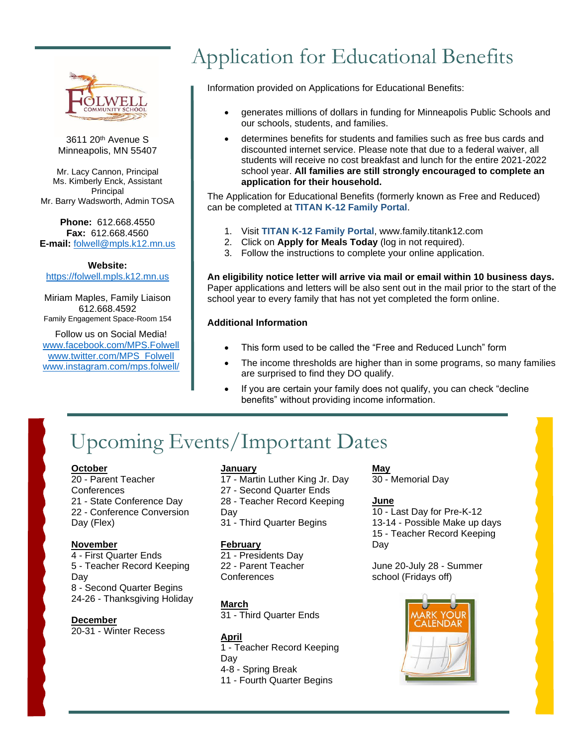FOLWELL COMMUNITY SCHOOL

3611 20th Avenue S
Minneapolis, MN 55407

Mr. Lacy Cannon, Principal
Ms. Kimberly Enck, Assistant Principal
Mr. Barry Wadsworth, Admin TOSA

**Phone:** 612.668.4550
**Fax:** 612.668.4560
**E-mail:** folwell@mpls.k12.mn.us

**Website:**
https://folwell.mpls.k12.mn.us

Miriam Maples, Family Liaison
612.668.4592
Family Engagement Space-Room 154

Follow us on Social Media!
www.facebook.com/MPS.Folwell
www.twitter.com/MPS_Folwell
www.instagram.com/mps.folwell/

# Application for Educational Benefits

Information provided on Applications for Educational Benefits:

- generates millions of dollars in funding for Minneapolis Public Schools and our schools, students, and families.
- determines benefits for students and families such as free bus cards and discounted internet service. Please note that due to a federal waiver, all students will receive no cost breakfast and lunch for the entire 2021-2022 school year. **All families are still strongly encouraged to complete an application for their household.**

The Application for Educational Benefits (formerly known as Free and Reduced) can be completed at **TITAN K-12 Family Portal**.

1. Visit **TITAN K-12 Family Portal**, www.family.titank12.com
2. Click on **Apply for Meals Today** (log in not required).
3. Follow the instructions to complete your online application.

**An eligibility notice letter will arrive via mail or email within 10 business days.** Paper applications and letters will be also sent out in the mail prior to the start of the school year to every family that has not yet completed the form online.

**Additional Information**

- This form used to be called the "Free and Reduced Lunch" form
- The income thresholds are higher than in some programs, so many families are surprised to find they DO qualify.
- If you are certain your family does not qualify, you can check "decline benefits" without providing income information.

# Upcoming Events/Important Dates

**October**
20 - Parent Teacher Conferences
21 - State Conference Day
22 - Conference Conversion Day (Flex)

**November**
4 - First Quarter Ends
5 - Teacher Record Keeping Day
8 - Second Quarter Begins
24-26 - Thanksgiving Holiday

**December**
20-31 - Winter Recess

**January**
17 - Martin Luther King Jr. Day
27 - Second Quarter Ends
28 - Teacher Record Keeping Day
31 - Third Quarter Begins

**February**
21 - Presidents Day
22 - Parent Teacher Conferences

**March**
31 - Third Quarter Ends

**April**
1 - Teacher Record Keeping Day
4-8 - Spring Break
11 - Fourth Quarter Begins

**May**
30 - Memorial Day

**June**
10 - Last Day for Pre-K-12
13-14 - Possible Make up days
15 - Teacher Record Keeping Day

June 20-July 28 - Summer school (Fridays off)

MARK YOUR CALENDAR